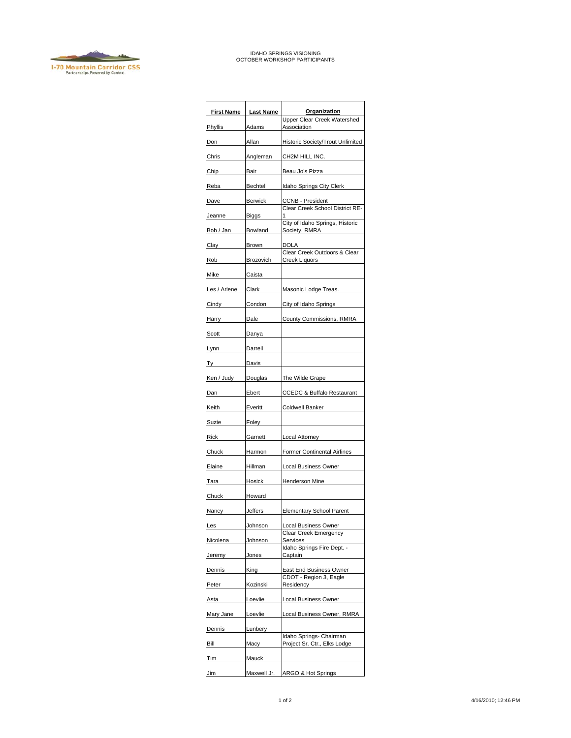IDAHO SPRINGS VISIONING
OCTOBER WORKSHOP PARTICIPANTS

| First Name | Last Name | Organization |
|---|---|---|
| Phyllis | Adams | Upper Clear Creek Watershed Association |
| Don | Allan | Historic Society/Trout Unlimited |
| Chris | Angleman | CH2M HILL INC. |
| Chip | Bair | Beau Jo's Pizza |
| Reba | Bechtel | Idaho Springs City Clerk |
| Dave | Berwick | CCNB - President |
| Jeanne | Biggs | Clear Creek School District RE-1 |
| Bob / Jan | Bowland | City of Idaho Springs, Historic Society, RMRA |
| Clay | Brown | DOLA |
| Rob | Brozovich | Clear Creek Outdoors & Clear Creek Liquors |
| Mike | Caista | |
| Les / Arlene | Clark | Masonic Lodge Treas. |
| Cindy | Condon | City of Idaho Springs |
| Harry | Dale | County Commissions, RMRA |
| Scott | Danya | |
| Lynn | Darrell | |
| Ty | Davis | |
| Ken / Judy | Douglas | The Wilde Grape |
| Dan | Ebert | CCEDC & Buffalo Restaurant |
| Keith | Everitt | Coldwell Banker |
| Suzie | Foley | |
| Rick | Garnett | Local Attorney |
| Chuck | Harmon | Former Continental Airlines |
| Elaine | Hillman | Local Business Owner |
| Tara | Hosick | Henderson Mine |
| Chuck | Howard | |
| Nancy | Jeffers | Elementary School Parent |
| Les | Johnson | Local Business Owner |
| Nicolena | Johnson | Clear Creek Emergency Services |
| Jeremy | Jones | Idaho Springs Fire Dept. - Captain |
| Dennis | King | East End Business Owner |
| Peter | Kozinski | CDOT - Region 3, Eagle Residency |
| Asta | Loevlie | Local Business Owner |
| Mary Jane | Loevlie | Local Business Owner, RMRA |
| Dennis | Lunbery | |
| Bill | Macy | Idaho Springs- Chairman Project Sr. Ctr., Elks Lodge |
| Tim | Mauck | |
| Jim | Maxwell Jr. | ARGO & Hot Springs |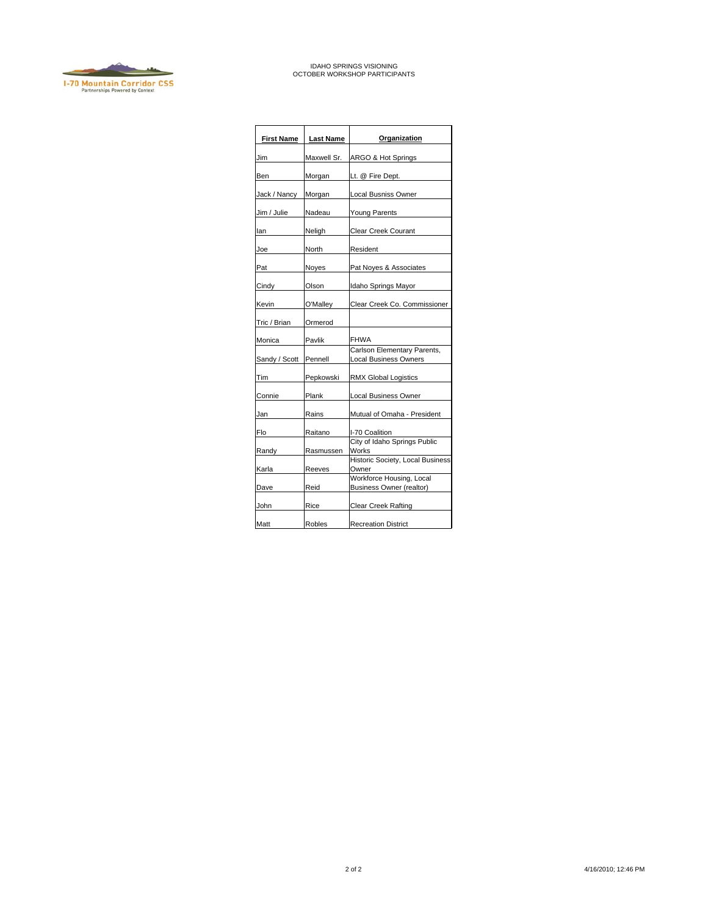IDAHO SPRINGS VISIONING
OCTOBER WORKSHOP PARTICIPANTS

| First Name | Last Name | Organization |
|---|---|---|
| Jim | Maxwell Sr. | ARGO & Hot Springs |
| Ben | Morgan | Lt. @ Fire Dept. |
| Jack / Nancy | Morgan | Local Busniss Owner |
| Jim / Julie | Nadeau | Young Parents |
| Ian | Neligh | Clear Creek Courant |
| Joe | North | Resident |
| Pat | Noyes | Pat Noyes & Associates |
| Cindy | Olson | Idaho Springs Mayor |
| Kevin | O'Malley | Clear Creek Co. Commissioner |
| Tric / Brian | Ormerod | |
| Monica | Pavlik | FHWA |
| Sandy / Scott | Pennell | Carlson Elementary Parents, Local Business Owners |
| Tim | Pepkowski | RMX Global Logistics |
| Connie | Plank | Local Business Owner |
| Jan | Rains | Mutual of Omaha - President |
| Flo | Raitano | I-70 Coalition |
| Randy | Rasmussen | City of Idaho Springs Public Works |
| Karla | Reeves | Historic Society, Local Business Owner |
| Dave | Reid | Workforce Housing, Local Business Owner (realtor) |
| John | Rice | Clear Creek Rafting |
| Matt | Robles | Recreation District |